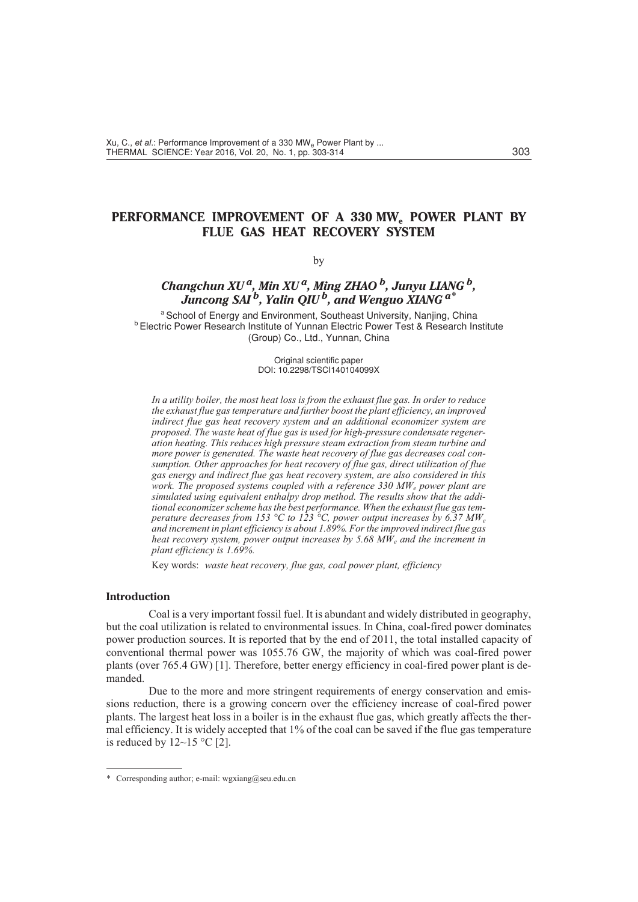# PERFORMANCE IMPROVEMENT OF A 330 $MW_e$ POWER PLANT BY FLUE GAS HEAT RECOVERY SYSTEM

by

***Changchun XU*** [a]***, Min XU*** [a]***, Ming ZHAO*** [b]***, Junyu LIANG*** [b]***, Juncong SAI*** [b]***, Yalin QIU*** [b]***, and Wenguo XIANG*** [a*]

[a] School of Energy and Environment, Southeast University, Nanjing, China
[b] Electric Power Research Institute of Yunnan Electric Power Test & Research Institute (Group) Co., Ltd., Yunnan, China

Original scientific paper
DOI: 10.2298/TSCI140104099X

*In a utility boiler, the most heat loss is from the exhaust flue gas. In order to reduce the exhaust flue gas temperature and further boost the plant efficiency, an improved indirect flue gas heat recovery system and an additional economizer system are proposed. The waste heat of flue gas is used for high-pressure condensate regeneration heating. This reduces high pressure steam extraction from steam turbine and more power is generated. The waste heat recovery of flue gas decreases coal consumption. Other approaches for heat recovery of flue gas, direct utilization of flue gas energy and indirect flue gas heat recovery system, are also considered in this work. The proposed systems coupled with a reference 330 $MW_e$ power plant are simulated using equivalent enthalpy drop method. The results show that the additional economizer scheme has the best performance. When the exhaust flue gas temperature decreases from 153 °C to 123 °C, power output increases by 6.37 $MW_e$ and increment in plant efficiency is about 1.89%. For the improved indirect flue gas heat recovery system, power output increases by 5.68 $MW_e$ and the increment in plant efficiency is 1.69%.*

Key words: *waste heat recovery, flue gas, coal power plant, efficiency*

## Introduction

Coal is a very important fossil fuel. It is abundant and widely distributed in geography, but the coal utilization is related to environmental issues. In China, coal-fired power dominates power production sources. It is reported that by the end of 2011, the total installed capacity of conventional thermal power was 1055.76 GW, the majority of which was coal-fired power plants (over 765.4 GW) [1]. Therefore, better energy efficiency in coal-fired power plant is demanded.

Due to the more and more stringent requirements of energy conservation and emissions reduction, there is a growing concern over the efficiency increase of coal-fired power plants. The largest heat loss in a boiler is in the exhaust flue gas, which greatly affects the thermal efficiency. It is widely accepted that 1% of the coal can be saved if the flue gas temperature is reduced by 12~15 °C [2].

---

\* Corresponding author; e-mail: wgxiang@seu.edu.cn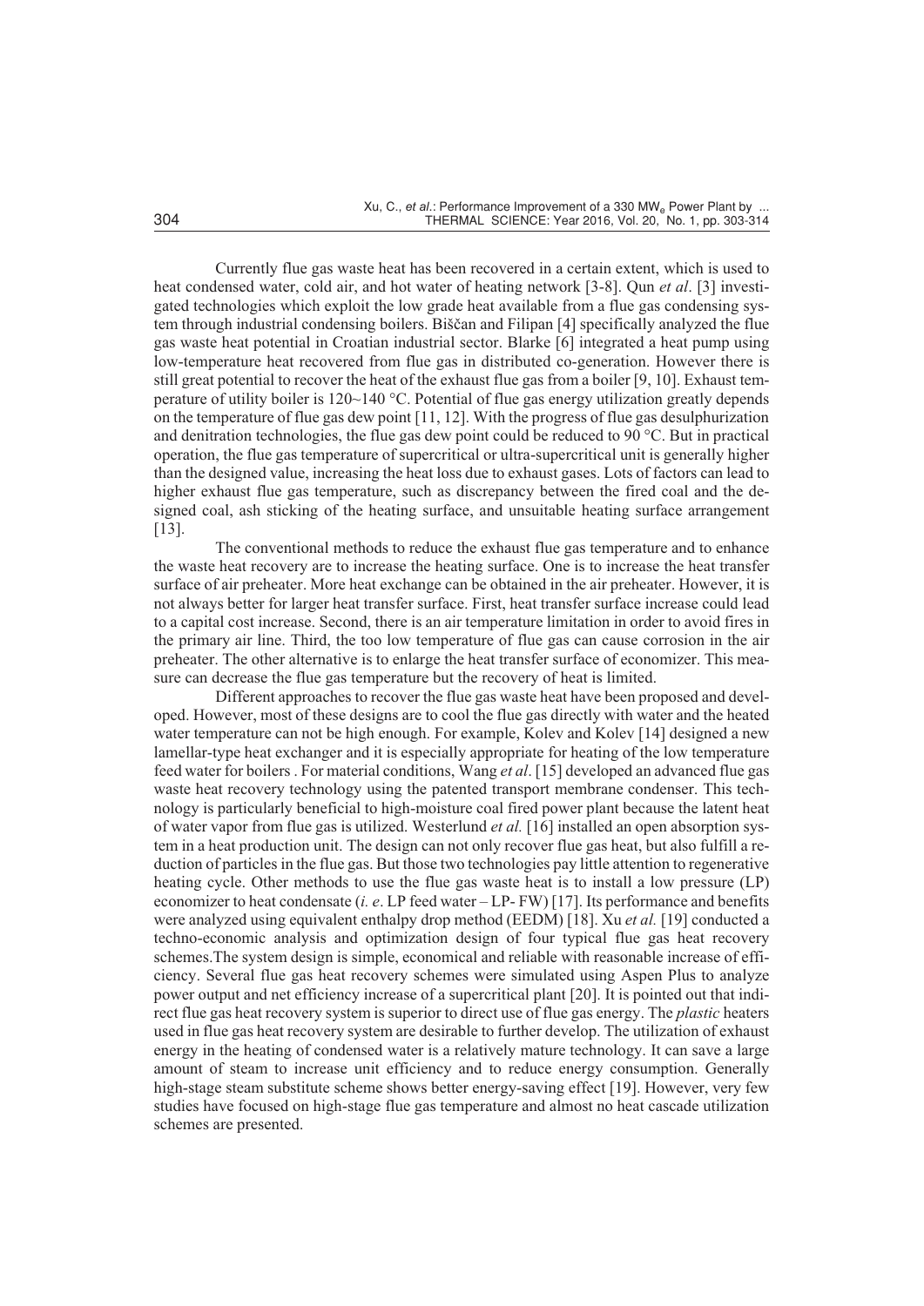Currently flue gas waste heat has been recovered in a certain extent, which is used to heat condensed water, cold air, and hot water of heating network [3-8]. Qun *et al*. [3] investigated technologies which exploit the low grade heat available from a flue gas condensing system through industrial condensing boilers. Biščan and Filipan [4] specifically analyzed the flue gas waste heat potential in Croatian industrial sector. Blarke [6] integrated a heat pump using low-temperature heat recovered from flue gas in distributed co-generation. However there is still great potential to recover the heat of the exhaust flue gas from a boiler [9, 10]. Exhaust temperature of utility boiler is 120~140 °C. Potential of flue gas energy utilization greatly depends on the temperature of flue gas dew point [11, 12]. With the progress of flue gas desulphurization and denitration technologies, the flue gas dew point could be reduced to 90 °C. But in practical operation, the flue gas temperature of supercritical or ultra-supercritical unit is generally higher than the designed value, increasing the heat loss due to exhaust gases. Lots of factors can lead to higher exhaust flue gas temperature, such as discrepancy between the fired coal and the designed coal, ash sticking of the heating surface, and unsuitable heating surface arrangement [13].

The conventional methods to reduce the exhaust flue gas temperature and to enhance the waste heat recovery are to increase the heating surface. One is to increase the heat transfer surface of air preheater. More heat exchange can be obtained in the air preheater. However, it is not always better for larger heat transfer surface. First, heat transfer surface increase could lead to a capital cost increase. Second, there is an air temperature limitation in order to avoid fires in the primary air line. Third, the too low temperature of flue gas can cause corrosion in the air preheater. The other alternative is to enlarge the heat transfer surface of economizer. This measure can decrease the flue gas temperature but the recovery of heat is limited.

Different approaches to recover the flue gas waste heat have been proposed and developed. However, most of these designs are to cool the flue gas directly with water and the heated water temperature can not be high enough. For example, Kolev and Kolev [14] designed a new lamellar-type heat exchanger and it is especially appropriate for heating of the low temperature feed water for boilers . For material conditions, Wang *et al*. [15] developed an advanced flue gas waste heat recovery technology using the patented transport membrane condenser. This technology is particularly beneficial to high-moisture coal fired power plant because the latent heat of water vapor from flue gas is utilized. Westerlund *et al.* [16] installed an open absorption system in a heat production unit. The design can not only recover flue gas heat, but also fulfill a reduction of particles in the flue gas. But those two technologies pay little attention to regenerative heating cycle. Other methods to use the flue gas waste heat is to install a low pressure (LP) economizer to heat condensate (*i. e*. LP feed water – LP- FW) [17]. Its performance and benefits were analyzed using equivalent enthalpy drop method (EEDM) [18]. Xu *et al.* [19] conducted a techno-economic analysis and optimization design of four typical flue gas heat recovery schemes.The system design is simple, economical and reliable with reasonable increase of efficiency. Several flue gas heat recovery schemes were simulated using Aspen Plus to analyze power output and net efficiency increase of a supercritical plant [20]. It is pointed out that indirect flue gas heat recovery system is superior to direct use of flue gas energy. The *plastic* heaters used in flue gas heat recovery system are desirable to further develop. The utilization of exhaust energy in the heating of condensed water is a relatively mature technology. It can save a large amount of steam to increase unit efficiency and to reduce energy consumption. Generally high-stage steam substitute scheme shows better energy-saving effect [19]. However, very few studies have focused on high-stage flue gas temperature and almost no heat cascade utilization schemes are presented.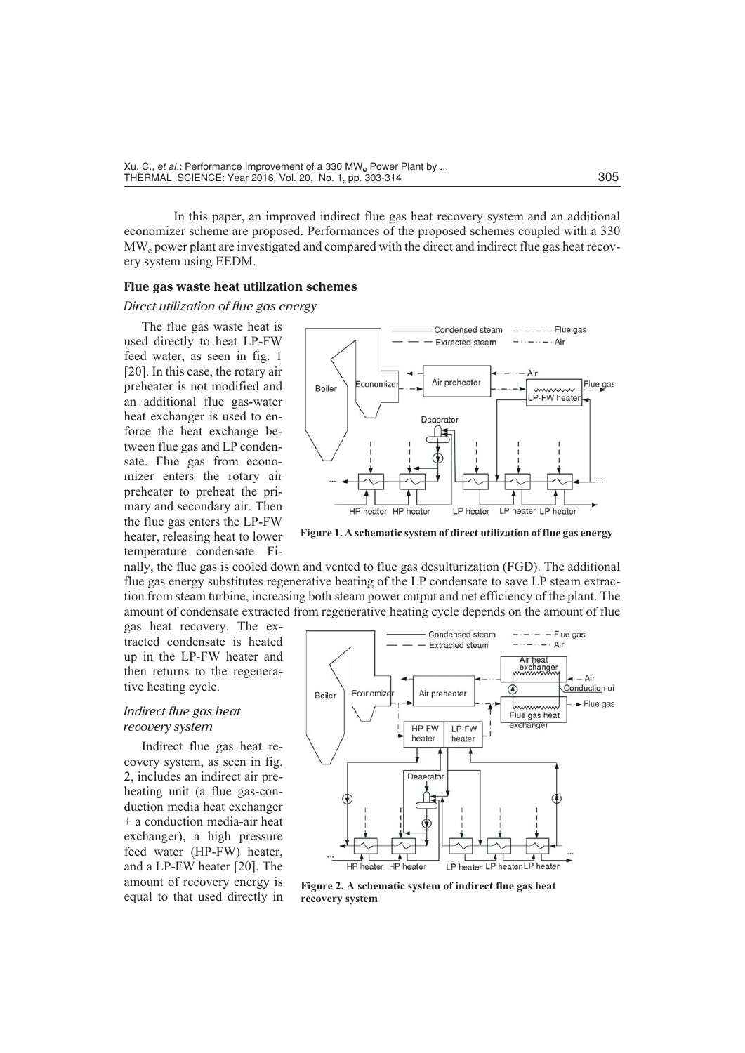In this paper, an improved indirect flue gas heat recovery system and an additional economizer scheme are proposed. Performances of the proposed schemes coupled with a 330 $MW_e$ power plant are investigated and compared with the direct and indirect flue gas heat recovery system using EEDM.

## Flue gas waste heat utilization schemes

### *Direct utilization of flue gas energy*

The flue gas waste heat is used directly to heat LP-FW feed water, as seen in fig. 1 [20]. In this case, the rotary air preheater is not modified and an additional flue gas-water heat exchanger is used to enforce the heat exchange between flue gas and LP condensate. Flue gas from economizer enters the rotary air preheater to preheat the primary and secondary air. Then the flue gas enters the LP-FW heater, releasing heat to lower temperature condensate. Finally, the flue gas is cooled down and vented to flue gas desulturization (FGD). The additional flue gas energy substitutes regenerative heating of the LP condensate to save LP steam extraction from steam turbine, increasing both steam power output and net efficiency of the plant. The amount of condensate extracted from regenerative heating cycle depends on the amount of flue gas heat recovery. The extracted condensate is heated up in the LP-FW heater and then returns to the regenerative heating cycle.

**Figure 1. A schematic system of direct utilization of flue gas energy**

### *Indirect flue gas heat recovery system*

Indirect flue gas heat recovery system, as seen in fig. 2, includes an indirect air preheating unit (a flue gas-conduction media heat exchanger + a conduction media-air heat exchanger), a high pressure feed water (HP-FW) heater, and a LP-FW heater [20]. The amount of recovery energy is equal to that used directly in

**Figure 2. A schematic system of indirect flue gas heat recovery system**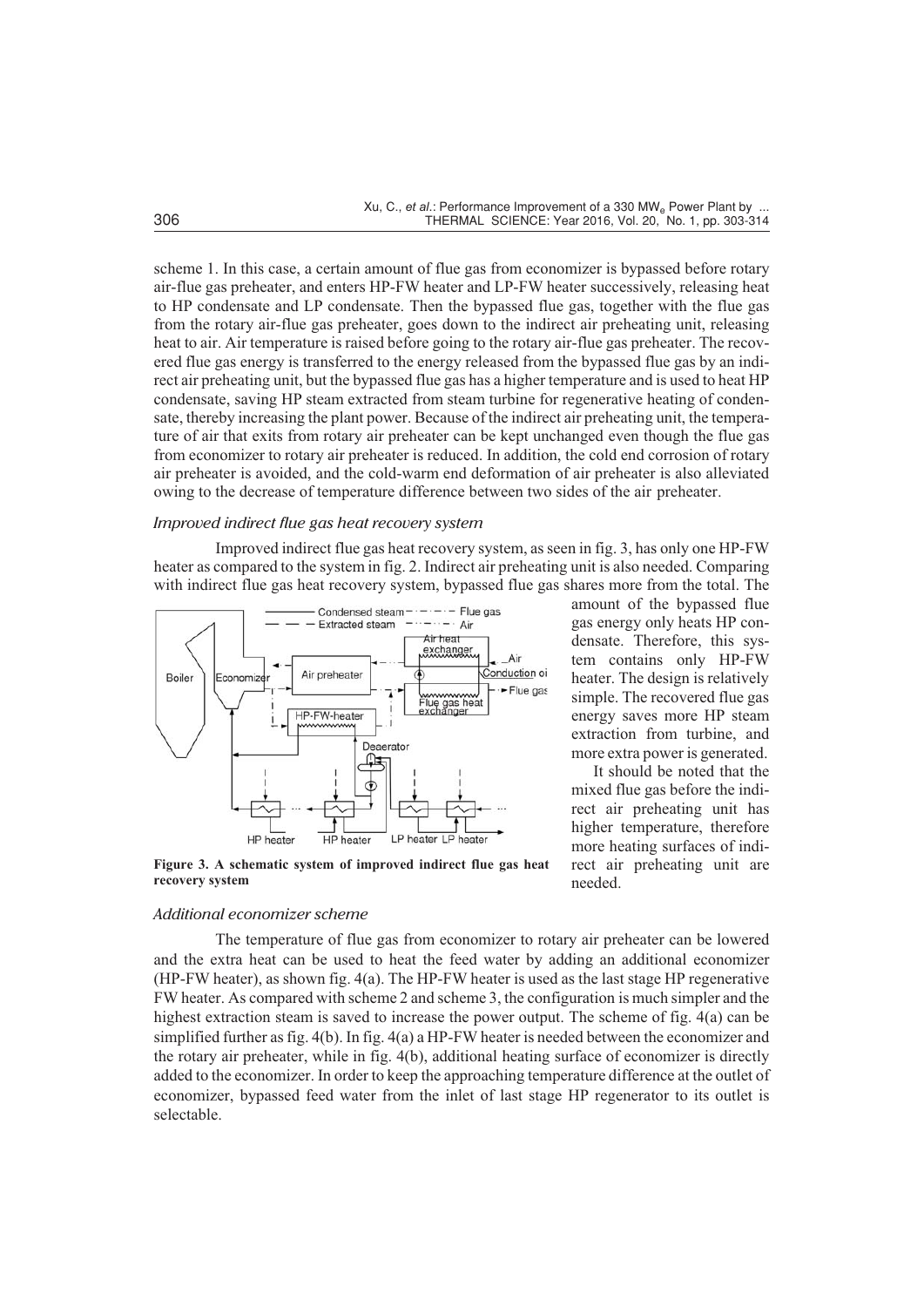scheme 1. In this case, a certain amount of flue gas from economizer is bypassed before rotary air-flue gas preheater, and enters HP-FW heater and LP-FW heater successively, releasing heat to HP condensate and LP condensate. Then the bypassed flue gas, together with the flue gas from the rotary air-flue gas preheater, goes down to the indirect air preheating unit, releasing heat to air. Air temperature is raised before going to the rotary air-flue gas preheater. The recovered flue gas energy is transferred to the energy released from the bypassed flue gas by an indirect air preheating unit, but the bypassed flue gas has a higher temperature and is used to heat HP condensate, saving HP steam extracted from steam turbine for regenerative heating of condensate, thereby increasing the plant power. Because of the indirect air preheating unit, the temperature of air that exits from rotary air preheater can be kept unchanged even though the flue gas from economizer to rotary air preheater is reduced. In addition, the cold end corrosion of rotary air preheater is avoided, and the cold-warm end deformation of air preheater is also alleviated owing to the decrease of temperature difference between two sides of the air preheater.

### *Improved indirect flue gas heat recovery system*

Improved indirect flue gas heat recovery system, as seen in fig. 3, has only one HP-FW heater as compared to the system in fig. 2. Indirect air preheating unit is also needed. Comparing with indirect flue gas heat recovery system, bypassed flue gas shares more from the total. The amount of the bypassed flue gas energy only heats HP condensate. Therefore, this system contains only HP-FW heater. The design is relatively simple. The recovered flue gas energy saves more HP steam extraction from turbine, and more extra power is generated.

It should be noted that the mixed flue gas before the indirect air preheating unit has higher temperature, therefore more heating surfaces of indirect air preheating unit are needed.

**Figure 3. A schematic system of improved indirect flue gas heat recovery system**

### *Additional economizer scheme*

The temperature of flue gas from economizer to rotary air preheater can be lowered and the extra heat can be used to heat the feed water by adding an additional economizer (HP-FW heater), as shown fig. 4(a). The HP-FW heater is used as the last stage HP regenerative FW heater. As compared with scheme 2 and scheme 3, the configuration is much simpler and the highest extraction steam is saved to increase the power output. The scheme of fig. 4(a) can be simplified further as fig. 4(b). In fig. 4(a) a HP-FW heater is needed between the economizer and the rotary air preheater, while in fig. 4(b), additional heating surface of economizer is directly added to the economizer. In order to keep the approaching temperature difference at the outlet of economizer, bypassed feed water from the inlet of last stage HP regenerator to its outlet is selectable.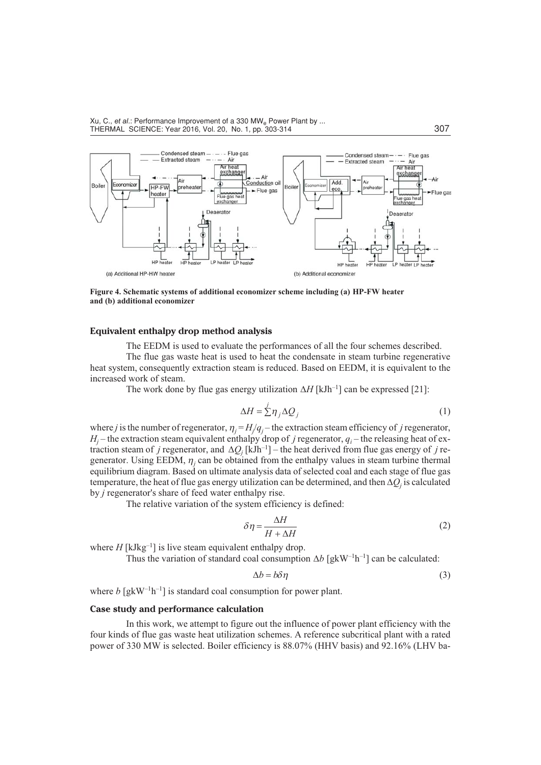Figure 4. Schematic systems of additional economizer scheme including (a) HP-FW heater and (b) additional economizer

### Equivalent enthalpy drop method analysis

The EEDM is used to evaluate the performances of all the four schemes described.

The flue gas waste heat is used to heat the condensate in steam turbine regenerative heat system, consequently extraction steam is reduced. Based on EEDM, it is equivalent to the increased work of steam.

The work done by flue gas energy utilization $\Delta H$ [kJh$^{-1}$] can be expressed [21]:

$$\Delta H = \sum^{j} \eta_j \Delta Q_j \tag{1}$$

where $j$ is the number of regenerator, $\eta_j = H_j/q_j$ – the extraction steam efficiency of $j$ regenerator, $H_j$ – the extraction steam equivalent enthalpy drop of $j$ regenerator, $q_i$ – the releasing heat of extraction steam of $j$ regenerator, and $\Delta Q_j$ [kJh$^{-1}$] – the heat derived from flue gas energy of $j$ regenerator. Using EEDM, $\eta_j$ can be obtained from the enthalpy values in steam turbine thermal equilibrium diagram. Based on ultimate analysis data of selected coal and each stage of flue gas temperature, the heat of flue gas energy utilization can be determined, and then $\Delta Q_j$ is calculated by $j$ regenerator's share of feed water enthalpy rise.

The relative variation of the system efficiency is defined:

$$\delta\eta = \frac{\Delta H}{H + \Delta H} \tag{2}$$

where $H$ [kJkg$^{-1}$] is live steam equivalent enthalpy drop.

Thus the variation of standard coal consumption $\Delta b$ [gkW$^{-1}$h$^{-1}$] can be calculated:

$$\Delta b = b\delta\eta \tag{3}$$

where $b$ [gkW$^{-1}$h$^{-1}$] is standard coal consumption for power plant.

### Case study and performance calculation

In this work, we attempt to figure out the influence of power plant efficiency with the four kinds of flue gas waste heat utilization schemes. A reference subcritical plant with a rated power of 330 MW is selected. Boiler efficiency is 88.07% (HHV basis) and 92.16% (LHV ba-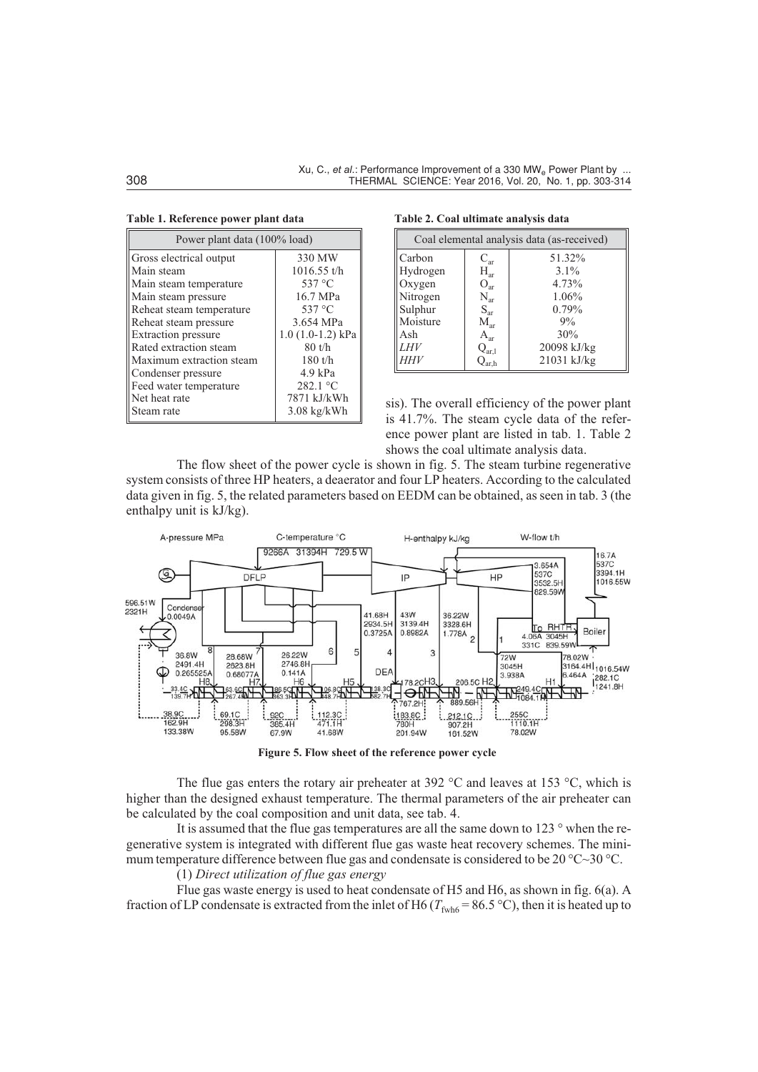**Table 1. Reference power plant data**

| Power plant data (100% load) | |
|---|---|
| Gross electrical output | 330 MW |
| Main steam | 1016.55 t/h |
| Main steam temperature | 537 °C |
| Main steam pressure | 16.7 MPa |
| Reheat steam temperature | 537 °C |
| Reheat steam pressure | 3.654 MPa |
| Extraction pressure | 1.0 (1.0-1.2) kPa |
| Rated extraction steam | 80 t/h |
| Maximum extraction steam | 180 t/h |
| Condenser pressure | 4.9 kPa |
| Feed water temperature | 282.1 °C |
| Net heat rate | 7871 kJ/kWh |
| Steam rate | 3.08 kg/kWh |

**Table 2. Coal ultimate analysis data**

| Coal elemental analysis data (as-received) | | |
|---|---|---|
| Carbon | $C_{ar}$ | 51.32% |
| Hydrogen | $H_{ar}$ | 3.1% |
| Oxygen | $O_{ar}$ | 4.73% |
| Nitrogen | $N_{ar}$ | 1.06% |
| Sulphur | $S_{ar}$ | 0.79% |
| Moisture | $M_{ar}$ | 9% |
| Ash | $A_{ar}$ | 30% |
| *LHV* | $Q_{ar,l}$ | 20098 kJ/kg |
| *HHV* | $Q_{ar,h}$ | 21031 kJ/kg |

sis). The overall efficiency of the power plant is 41.7%. The steam cycle data of the reference power plant are listed in tab. 1. Table 2 shows the coal ultimate analysis data.

The flow sheet of the power cycle is shown in fig. 5. The steam turbine regenerative system consists of three HP heaters, a deaerator and four LP heaters. According to the calculated data given in fig. 5, the related parameters based on EEDM can be obtained, as seen in tab. 3 (the enthalpy unit is kJ/kg).

**Figure 5. Flow sheet of the reference power cycle**

The flue gas enters the rotary air preheater at 392 °C and leaves at 153 °C, which is higher than the designed exhaust temperature. The thermal parameters of the air preheater can be calculated by the coal composition and unit data, see tab. 4.

It is assumed that the flue gas temperatures are all the same down to 123 ° when the regenerative system is integrated with different flue gas waste heat recovery schemes. The minimum temperature difference between flue gas and condensate is considered to be 20 °C~30 °C.

(1) *Direct utilization of flue gas energy*

Flue gas waste energy is used to heat condensate of H5 and H6, as shown in fig. 6(a). A fraction of LP condensate is extracted from the inlet of H6 ($T_{fwh6}$ = 86.5 °C), then it is heated up to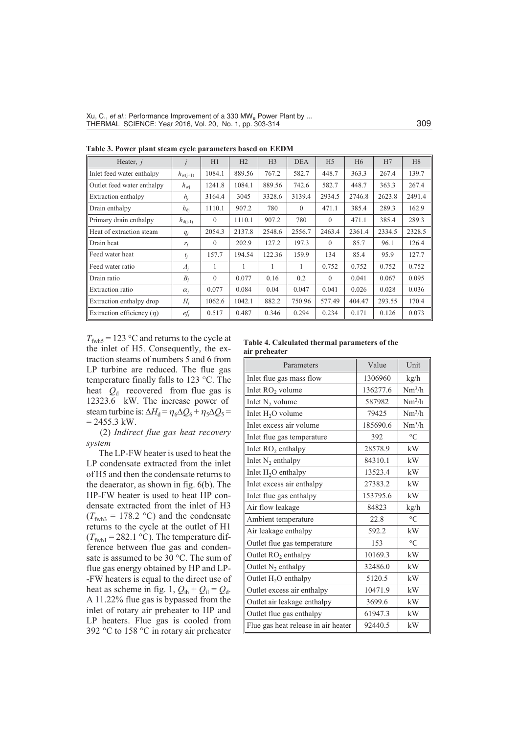**Table 3. Power plant steam cycle parameters based on EEDM**

| Heater, $j$ | $j$ | H1 | H2 | H3 | DEA | H5 | H6 | H7 | H8 |
|---|---|---|---|---|---|---|---|---|---|
| Inlet feed water enthalpy | $h_{w(j+1)}$ | 1084.1 | 889.56 | 767.2 | 582.7 | 448.7 | 363.3 | 267.4 | 139.7 |
| Outlet feed water enthalpy | $h_{wj}$ | 1241.8 | 1084.1 | 889.56 | 742.6 | 582.7 | 448.7 | 363.3 | 267.4 |
| Extraction enthalpy | $h_j$ | 3164.4 | 3045 | 3328.6 | 3139.4 | 2934.5 | 2746.8 | 2623.8 | 2491.4 |
| Drain enthalpy | $h_{dj}$ | 1110.1 | 907.2 | 780 | 0 | 471.1 | 385.4 | 289.3 | 162.9 |
| Primary drain enthalpy | $h_{d(j-1)}$ | 0 | 1110.1 | 907.2 | 780 | 0 | 471.1 | 385.4 | 289.3 |
| Heat of extraction steam | $q_j$ | 2054.3 | 2137.8 | 2548.6 | 2556.7 | 2463.4 | 2361.4 | 2334.5 | 2328.5 |
| Drain heat | $r_j$ | 0 | 202.9 | 127.2 | 197.3 | 0 | 85.7 | 96.1 | 126.4 |
| Feed water heat | $t_j$ | 157.7 | 194.54 | 122.36 | 159.9 | 134 | 85.4 | 95.9 | 127.7 |
| Feed water ratio | $A_j$ | 1 | 1 | 1 | 1 | 0.752 | 0.752 | 0.752 | 0.752 |
| Drain ratio | $B_j$ | 0 | 0.077 | 0.16 | 0.2 | 0 | 0.041 | 0.067 | 0.095 |
| Extraction ratio | $\alpha_j$ | 0.077 | 0.084 | 0.04 | 0.047 | 0.041 | 0.026 | 0.028 | 0.036 |
| Extraction enthalpy drop | $H_j$ | 1062.6 | 1042.1 | 882.2 | 750.96 | 577.49 | 404.47 | 293.55 | 170.4 |
| Extraction efficiency ($\eta$) | $ef_j$ | 0.517 | 0.487 | 0.346 | 0.294 | 0.234 | 0.171 | 0.126 | 0.073 |

$T_{fwh5}$ = 123 °C and returns to the cycle at the inlet of H5. Consequently, the extraction steams of numbers 5 and 6 from LP turbine are reduced. The flue gas temperature finally falls to 123 °C. The heat $Q_d$ recovered from flue gas is 12323.6 kW. The increase power of steam turbine is: $\Delta H_d = \eta_6 \Delta Q_6 + \eta_5 \Delta Q_5 =$ $= 2455.3$ kW.

(2) *Indirect flue gas heat recovery system*

The LP-FW heater is used to heat the LP condensate extracted from the inlet of H5 and then the condensate returns to the deaerator, as shown in fig. 6(b). The HP-FW heater is used to heat HP condensate extracted from the inlet of H3 ($T_{fwh3}$ = 178.2 °C) and the condensate returns to the cycle at the outlet of H1 ($T_{fwh1}$ = 282.1 °C). The temperature difference between flue gas and condensate is assumed to be 30 °C. The sum of flue gas energy obtained by HP and LP-FW heaters is equal to the direct use of heat as scheme in fig. 1, $Q_{ih} + Q_{il} = Q_d$. A 11.22% flue gas is bypassed from the inlet of rotary air preheater to HP and LP heaters. Flue gas is cooled from 392 °C to 158 °C in rotary air preheater

**Table 4. Calculated thermal parameters of the air preheater**

| Parameters | Value | Unit |
|---|---|---|
| Inlet flue gas mass flow | 1306960 | kg/h |
| Inlet $RO_2$ volume | 136277.6 | Nm$^3$/h |
| Inlet $N_2$ volume | 587982 | Nm$^3$/h |
| Inlet $H_2O$ volume | 79425 | Nm$^3$/h |
| Inlet excess air volume | 185690.6 | Nm$^3$/h |
| Inlet flue gas temperature | 392 | °C |
| Inlet $RO_2$ enthalpy | 28578.9 | kW |
| Inlet $N_2$ enthalpy | 84310.1 | kW |
| Inlet $H_2O$ enthalpy | 13523.4 | kW |
| Inlet excess air enthalpy | 27383.2 | kW |
| Inlet flue gas enthalpy | 153795.6 | kW |
| Air flow leakage | 84823 | kg/h |
| Ambient temperature | 22.8 | °C |
| Air leakage enthalpy | 592.2 | kW |
| Outlet flue gas temperature | 153 | °C |
| Outlet $RO_2$ enthalpy | 10169.3 | kW |
| Outlet $N_2$ enthalpy | 32486.0 | kW |
| Outlet $H_2O$ enthalpy | 5120.5 | kW |
| Outlet excess air enthalpy | 10471.9 | kW |
| Outlet air leakage enthalpy | 3699.6 | kW |
| Outlet flue gas enthalpy | 61947.3 | kW |
| Flue gas heat release in air heater | 92440.5 | kW |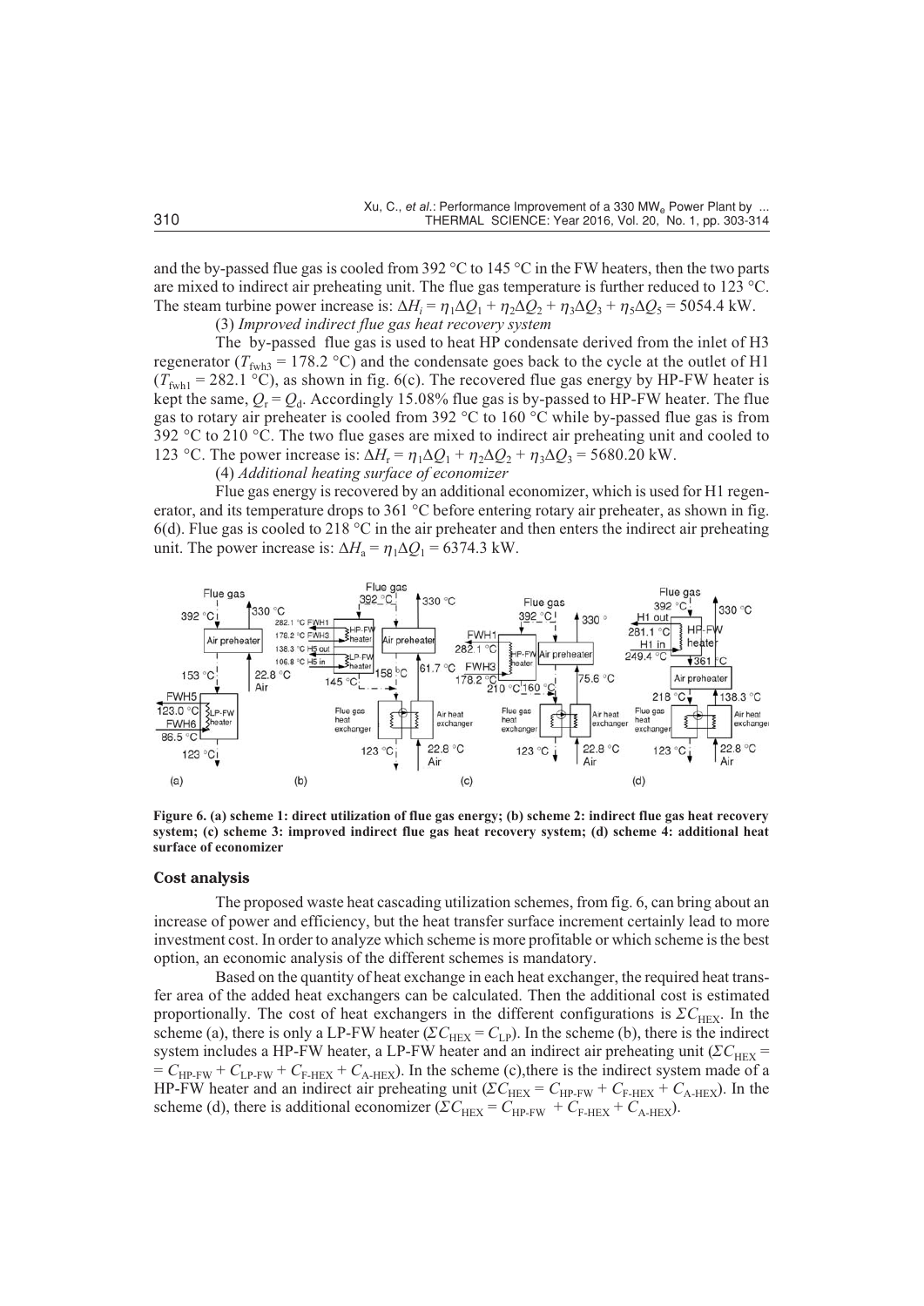and the by-passed flue gas is cooled from 392 °C to 145 °C in the FW heaters, then the two parts are mixed to indirect air preheating unit. The flue gas temperature is further reduced to 123 °C. The steam turbine power increase is: $\Delta H_i = \eta_1 \Delta Q_1 + \eta_2 \Delta Q_2 + \eta_3 \Delta Q_3 + \eta_5 \Delta Q_5 = 5054.4$ kW.

(3) *Improved indirect flue gas heat recovery system*

The by-passed flue gas is used to heat HP condensate derived from the inlet of H3 regenerator ($T_{\text{fwh3}} = 178.2$ °C) and the condensate goes back to the cycle at the outlet of H1 ($T_{\text{fwh1}} = 282.1$ °C), as shown in fig. 6(c). The recovered flue gas energy by HP-FW heater is kept the same, $Q_r = Q_d$. Accordingly 15.08% flue gas is by-passed to HP-FW heater. The flue gas to rotary air preheater is cooled from 392 °C to 160 °C while by-passed flue gas is from 392 °C to 210 °C. The two flue gases are mixed to indirect air preheating unit and cooled to 123 °C. The power increase is: $\Delta H_r = \eta_1 \Delta Q_1 + \eta_2 \Delta Q_2 + \eta_3 \Delta Q_3 = 5680.20$ kW.

(4) *Additional heating surface of economizer*

Flue gas energy is recovered by an additional economizer, which is used for H1 regenerator, and its temperature drops to 361 °C before entering rotary air preheater, as shown in fig. 6(d). Flue gas is cooled to 218 °C in the air preheater and then enters the indirect air preheating unit. The power increase is: $\Delta H_a = \eta_1 \Delta Q_1 = 6374.3$ kW.

**Figure 6. (a) scheme 1: direct utilization of flue gas energy; (b) scheme 2: indirect flue gas heat recovery system; (c) scheme 3: improved indirect flue gas heat recovery system; (d) scheme 4: additional heat surface of economizer**

### Cost analysis

The proposed waste heat cascading utilization schemes, from fig. 6, can bring about an increase of power and efficiency, but the heat transfer surface increment certainly lead to more investment cost. In order to analyze which scheme is more profitable or which scheme is the best option, an economic analysis of the different schemes is mandatory.

Based on the quantity of heat exchange in each heat exchanger, the required heat transfer area of the added heat exchangers can be calculated. Then the additional cost is estimated proportionally. The cost of heat exchangers in the different configurations is $\Sigma C_{\text{HEX}}$. In the scheme (a), there is only a LP-FW heater ($\Sigma C_{\text{HEX}} = C_{\text{LP}}$). In the scheme (b), there is the indirect system includes a HP-FW heater, a LP-FW heater and an indirect air preheating unit ($\Sigma C_{\text{HEX}} = C_{\text{HP-FW}} + C_{\text{LP-FW}} + C_{\text{F-HEX}} + C_{\text{A-HEX}}$). In the scheme (c),there is the indirect system made of a HP-FW heater and an indirect air preheating unit ($\Sigma C_{\text{HEX}} = C_{\text{HP-FW}} + C_{\text{F-HEX}} + C_{\text{A-HEX}}$). In the scheme (d), there is additional economizer ($\Sigma C_{\text{HEX}} = C_{\text{HP-FW}} + C_{\text{F-HEX}} + C_{\text{A-HEX}}$).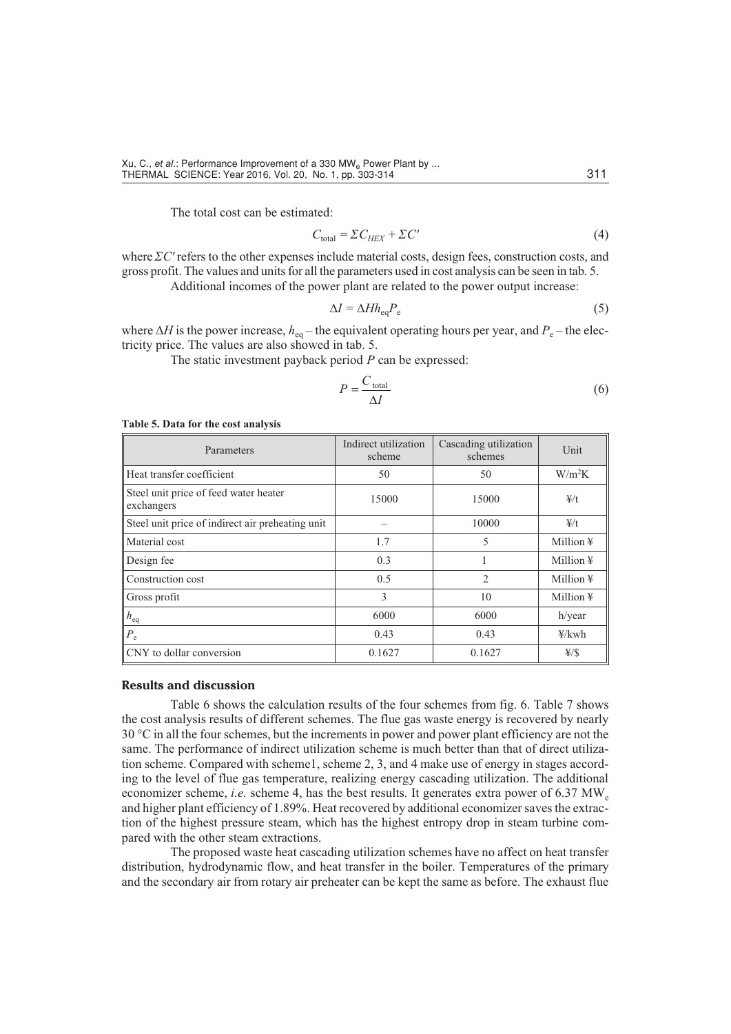The total cost can be estimated:

$$C_{\text{total}} = \Sigma C_{HEX} + \Sigma C' \tag{4}$$

where $\Sigma C'$ refers to the other expenses include material costs, design fees, construction costs, and gross profit. The values and units for all the parameters used in cost analysis can be seen in tab. 5.

Additional incomes of the power plant are related to the power output increase:

$$\Delta I = \Delta H h_{\text{eq}} P_{\text{e}} \tag{5}$$

where $\Delta H$ is the power increase, $h_{\text{eq}}$ – the equivalent operating hours per year, and $P_{\text{e}}$ – the electricity price. The values are also showed in tab. 5.

The static investment payback period $P$ can be expressed:

$$P = \frac{C_{\text{total}}}{\Delta I} \tag{6}$$

**Table 5. Data for the cost analysis**

| Parameters | Indirect utilization scheme | Cascading utilization schemes | Unit |
|---|---|---|---|
| Heat transfer coefficient | 50 | 50 | $\text{W/m}^2\text{K}$ |
| Steel unit price of feed water heater exchangers | 15000 | 15000 | ¥/t |
| Steel unit price of indirect air preheating unit | – | 10000 | ¥/t |
| Material cost | 1.7 | 5 | Million ¥ |
| Design fee | 0.3 | 1 | Million ¥ |
| Construction cost | 0.5 | 2 | Million ¥ |
| Gross profit | 3 | 10 | Million ¥ |
| $h_{\text{eq}}$ | 6000 | 6000 | h/year |
| $P_{\text{e}}$ | 0.43 | 0.43 | ¥/kwh |
| CNY to dollar conversion | 0.1627 | 0.1627 | ¥/$ |

## Results and discussion

Table 6 shows the calculation results of the four schemes from fig. 6. Table 7 shows the cost analysis results of different schemes. The flue gas waste energy is recovered by nearly 30 °C in all the four schemes, but the increments in power and power plant efficiency are not the same. The performance of indirect utilization scheme is much better than that of direct utilization scheme. Compared with scheme1, scheme 2, 3, and 4 make use of energy in stages according to the level of flue gas temperature, realizing energy cascading utilization. The additional economizer scheme, *i.e.* scheme 4, has the best results. It generates extra power of 6.37 $\text{MW}_{\text{e}}$ and higher plant efficiency of 1.89%. Heat recovered by additional economizer saves the extraction of the highest pressure steam, which has the highest entropy drop in steam turbine compared with the other steam extractions.

The proposed waste heat cascading utilization schemes have no affect on heat transfer distribution, hydrodynamic flow, and heat transfer in the boiler. Temperatures of the primary and the secondary air from rotary air preheater can be kept the same as before. The exhaust flue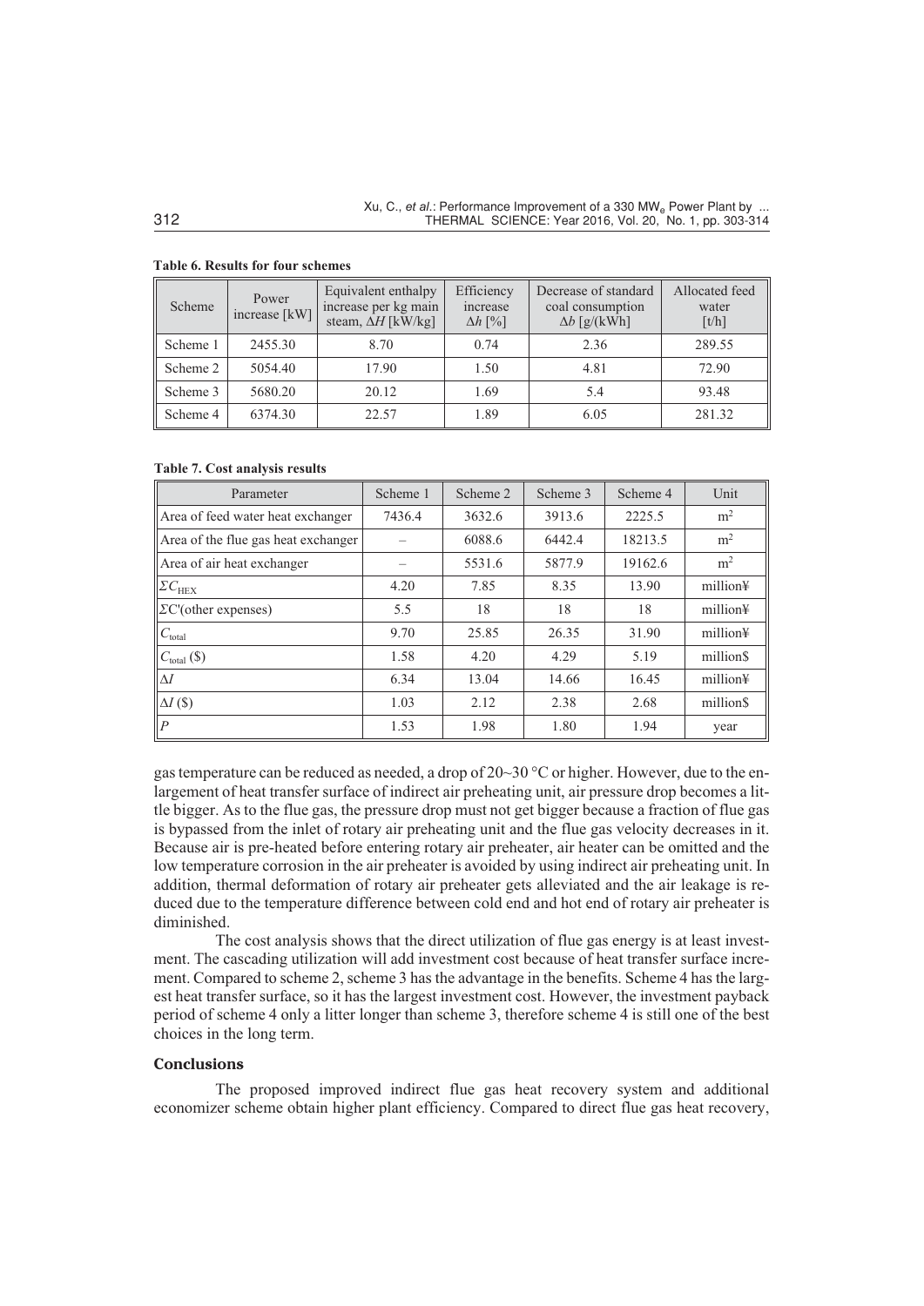**Table 6. Results for four schemes**

| Scheme | Power increase [kW] | Equivalent enthalpy increase per kg main steam, $\Delta H$ [kW/kg] | Efficiency increase $\Delta h$ [%] | Decrease of standard coal consumption $\Delta b$ [g/(kWh] | Allocated feed water [t/h] |
|---|---|---|---|---|---|
| Scheme 1 | 2455.30 | 8.70 | 0.74 | 2.36 | 289.55 |
| Scheme 2 | 5054.40 | 17.90 | 1.50 | 4.81 | 72.90 |
| Scheme 3 | 5680.20 | 20.12 | 1.69 | 5.4 | 93.48 |
| Scheme 4 | 6374.30 | 22.57 | 1.89 | 6.05 | 281.32 |

**Table 7. Cost analysis results**

| Parameter | Scheme 1 | Scheme 2 | Scheme 3 | Scheme 4 | Unit |
|---|---|---|---|---|---|
| Area of feed water heat exchanger | 7436.4 | 3632.6 | 3913.6 | 2225.5 | $m^2$ |
| Area of the flue gas heat exchanger | – | 6088.6 | 6442.4 | 18213.5 | $m^2$ |
| Area of air heat exchanger | – | 5531.6 | 5877.9 | 19162.6 | $m^2$ |
| $\Sigma C_{HEX}$ | 4.20 | 7.85 | 8.35 | 13.90 | million¥ |
| $\Sigma C'$(other expenses) | 5.5 | 18 | 18 | 18 | million¥ |
| $C_{total}$ | 9.70 | 25.85 | 26.35 | 31.90 | million¥ |
| $C_{total}$ ($) | 1.58 | 4.20 | 4.29 | 5.19 | million$ |
| $\Delta I$ | 6.34 | 13.04 | 14.66 | 16.45 | million¥ |
| $\Delta I$ ($) | 1.03 | 2.12 | 2.38 | 2.68 | million$ |
| $P$ | 1.53 | 1.98 | 1.80 | 1.94 | year |

gas temperature can be reduced as needed, a drop of 20~30 °C or higher. However, due to the enlargement of heat transfer surface of indirect air preheating unit, air pressure drop becomes a little bigger. As to the flue gas, the pressure drop must not get bigger because a fraction of flue gas is bypassed from the inlet of rotary air preheating unit and the flue gas velocity decreases in it. Because air is pre-heated before entering rotary air preheater, air heater can be omitted and the low temperature corrosion in the air preheater is avoided by using indirect air preheating unit. In addition, thermal deformation of rotary air preheater gets alleviated and the air leakage is reduced due to the temperature difference between cold end and hot end of rotary air preheater is diminished.

The cost analysis shows that the direct utilization of flue gas energy is at least investment. The cascading utilization will add investment cost because of heat transfer surface increment. Compared to scheme 2, scheme 3 has the advantage in the benefits. Scheme 4 has the largest heat transfer surface, so it has the largest investment cost. However, the investment payback period of scheme 4 only a litter longer than scheme 3, therefore scheme 4 is still one of the best choices in the long term.

## Conclusions

The proposed improved indirect flue gas heat recovery system and additional economizer scheme obtain higher plant efficiency. Compared to direct flue gas heat recovery,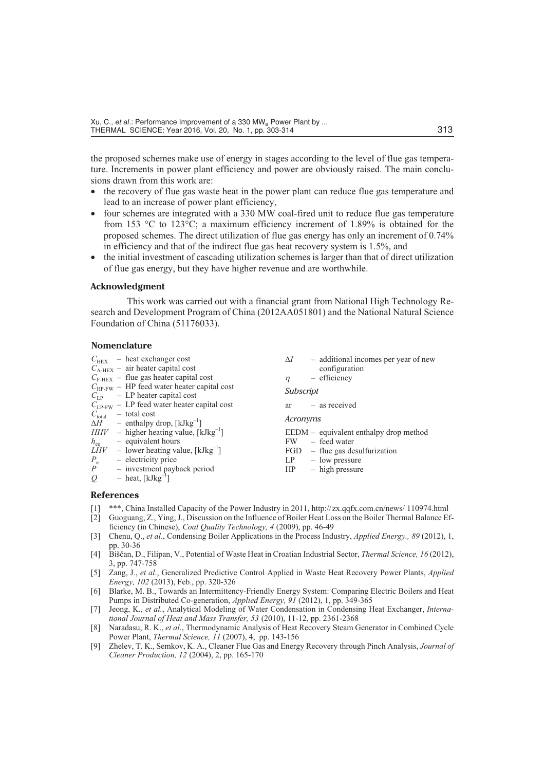the proposed schemes make use of energy in stages according to the level of flue gas temperature. Increments in power plant efficiency and power are obviously raised. The main conclusions drawn from this work are:

- the recovery of flue gas waste heat in the power plant can reduce flue gas temperature and lead to an increase of power plant efficiency,
- four schemes are integrated with a 330 MW coal-fired unit to reduce flue gas temperature from 153 °C to 123°C; a maximum efficiency increment of 1.89% is obtained for the proposed schemes. The direct utilization of flue gas energy has only an increment of 0.74% in efficiency and that of the indirect flue gas heat recovery system is 1.5%, and
- the initial investment of cascading utilization schemes is larger than that of direct utilization of flue gas energy, but they have higher revenue and are worthwhile.

## Acknowledgment

This work was carried out with a financial grant from National High Technology Research and Development Program of China (2012AA051801) and the National Natural Science Foundation of China (51176033).

## Nomenclature

$C_{HEX}$ – heat exchanger cost
$C_{A\text{-}HEX}$ – air heater capital cost
$C_{F\text{-}HEX}$ – flue gas heater capital cost
$C_{HP\text{-}FW}$ – HP feed water heater capital cost
$C_{LP}$ – LP heater capital cost
$C_{LP\text{-}FW}$ – LP feed water heater capital cost
$C_{total}$ – total cost
$\Delta H$ – enthalpy drop, [kJkg$^{-1}$]
$HHV$ – higher heating value, [kJkg$^{-1}$]
$h_{eq}$ – equivalent hours
$LHV$ – lower heating value, [kJkg$^{-1}$]
$P_e$ – electricity price
$P$ – investment payback period
$Q$ – heat, [kJkg$^{-1}$]
$\Delta I$ – additional incomes per year of new configuration
$\eta$ – efficiency

*Subscript*

ar – as received

*Acronyms*

EEDM – equivalent enthalpy drop method
FW – feed water
FGD – flue gas desulfurization
LP – low pressure
HP – high pressure

## References

[1] ***, China Installed Capacity of the Power Industry in 2011, http://zx.qqfx.com.cn/news/ 110974.html
[2] Guoguang, Z., Ying, J., Discussion on the Influence of Boiler Heat Loss on the Boiler Thermal Balance Efficiency (in Chinese), *Coal Quality Technology, 4* (2009), pp. 46-49
[3] Chenu, Q., *et al*., Condensing Boiler Applications in the Process Industry, *Applied Energy., 89* (2012), 1, pp. 30-36
[4] Biščan, D., Filipan, V., Potential of Waste Heat in Croatian Industrial Sector, *Thermal Science, 16* (2012), 3, pp. 747-758
[5] Zang, J., *et al*., Generalized Predictive Control Applied in Waste Heat Recovery Power Plants, *Applied Energy, 102* (2013), Feb., pp. 320-326
[6] Blarke, M. B., Towards an Intermittency-Friendly Energy System: Comparing Electric Boilers and Heat Pumps in Distributed Co-generation, *Applied Energy, 91* (2012), 1, pp. 349-365
[7] Jeong, K., *et al.*, Analytical Modeling of Water Condensation in Condensing Heat Exchanger, *International Journal of Heat and Mass Transfer, 53* (2010), 11-12, pp. 2361-2368
[8] Naradasu, R. K., *et al*., Thermodynamic Analysis of Heat Recovery Steam Generator in Combined Cycle Power Plant, *Thermal Science, 11* (2007), 4, pp. 143-156
[9] Zhelev, T. K., Semkov, K. A., Cleaner Flue Gas and Energy Recovery through Pinch Analysis, *Journal of Cleaner Production, 12* (2004), 2, pp. 165-170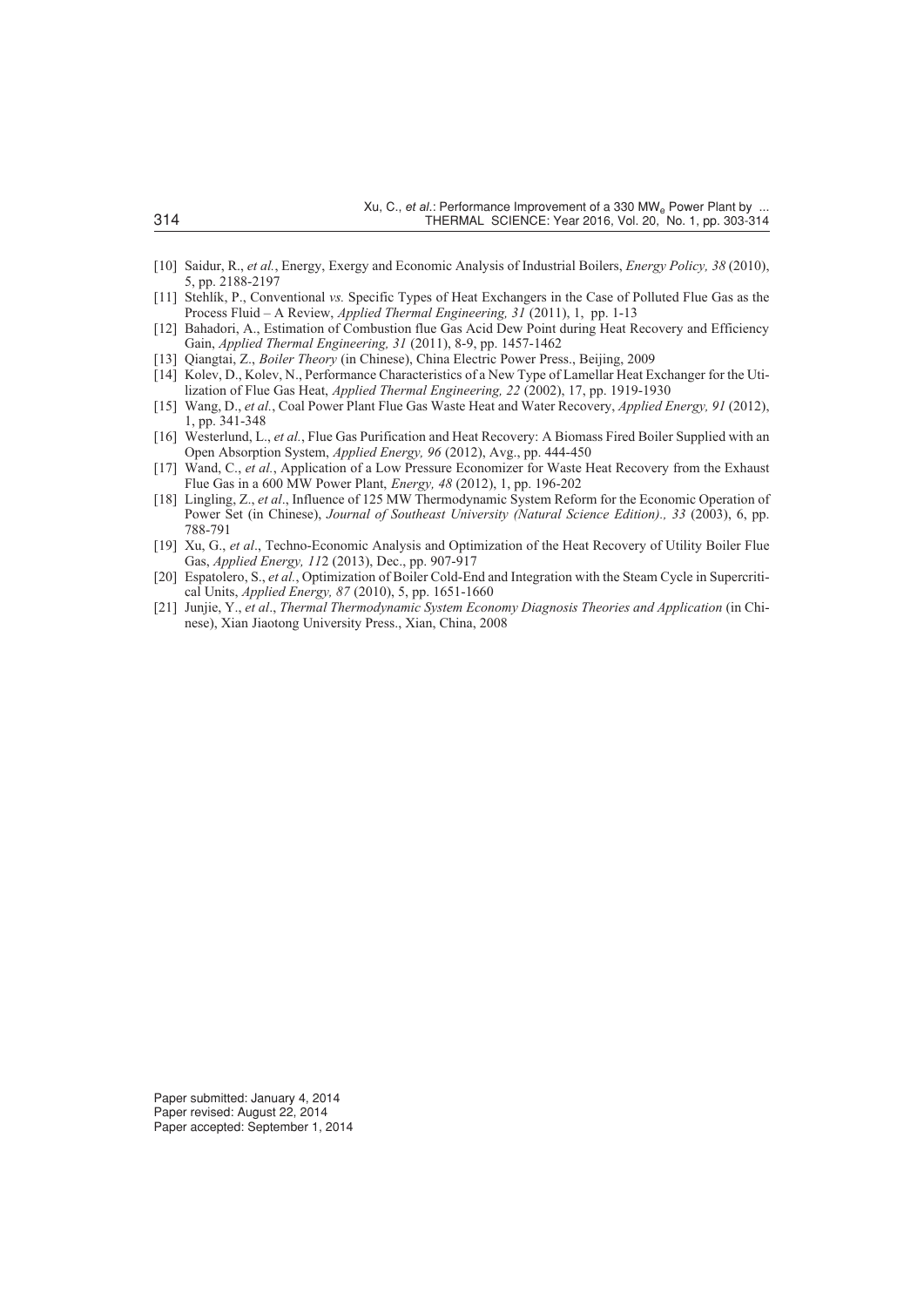[10] Saidur, R., *et al.*, Energy, Exergy and Economic Analysis of Industrial Boilers, *Energy Policy, 38* (2010), 5, pp. 2188-2197

[11] Stehlík, P., Conventional *vs.* Specific Types of Heat Exchangers in the Case of Polluted Flue Gas as the Process Fluid – A Review, *Applied Thermal Engineering, 31* (2011), 1, pp. 1-13

[12] Bahadori, A., Estimation of Combustion flue Gas Acid Dew Point during Heat Recovery and Efficiency Gain, *Applied Thermal Engineering, 31* (2011), 8-9, pp. 1457-1462

[13] Qiangtai, Z., *Boiler Theory* (in Chinese), China Electric Power Press., Beijing, 2009

[14] Kolev, D., Kolev, N., Performance Characteristics of a New Type of Lamellar Heat Exchanger for the Utilization of Flue Gas Heat, *Applied Thermal Engineering, 22* (2002), 17, pp. 1919-1930

[15] Wang, D., *et al.*, Coal Power Plant Flue Gas Waste Heat and Water Recovery, *Applied Energy, 91* (2012), 1, pp. 341-348

[16] Westerlund, L., *et al.*, Flue Gas Purification and Heat Recovery: A Biomass Fired Boiler Supplied with an Open Absorption System, *Applied Energy, 96* (2012), Avg., pp. 444-450

[17] Wand, C., *et al.*, Application of a Low Pressure Economizer for Waste Heat Recovery from the Exhaust Flue Gas in a 600 MW Power Plant, *Energy, 48* (2012), 1, pp. 196-202

[18] Lingling, Z., *et al*., Influence of 125 MW Thermodynamic System Reform for the Economic Operation of Power Set (in Chinese), *Journal of Southeast University (Natural Science Edition)., 33* (2003), 6, pp. 788-791

[19] Xu, G., *et al*., Techno-Economic Analysis and Optimization of the Heat Recovery of Utility Boiler Flue Gas, *Applied Energy, 11*2 (2013), Dec., pp. 907-917

[20] Espatolero, S., *et al.*, Optimization of Boiler Cold-End and Integration with the Steam Cycle in Supercritical Units, *Applied Energy, 87* (2010), 5, pp. 1651-1660

[21] Junjie, Y., *et al*., *Thermal Thermodynamic System Economy Diagnosis Theories and Application* (in Chinese), Xian Jiaotong University Press., Xian, China, 2008

Paper submitted: January 4, 2014
Paper revised: August 22, 2014
Paper accepted: September 1, 2014